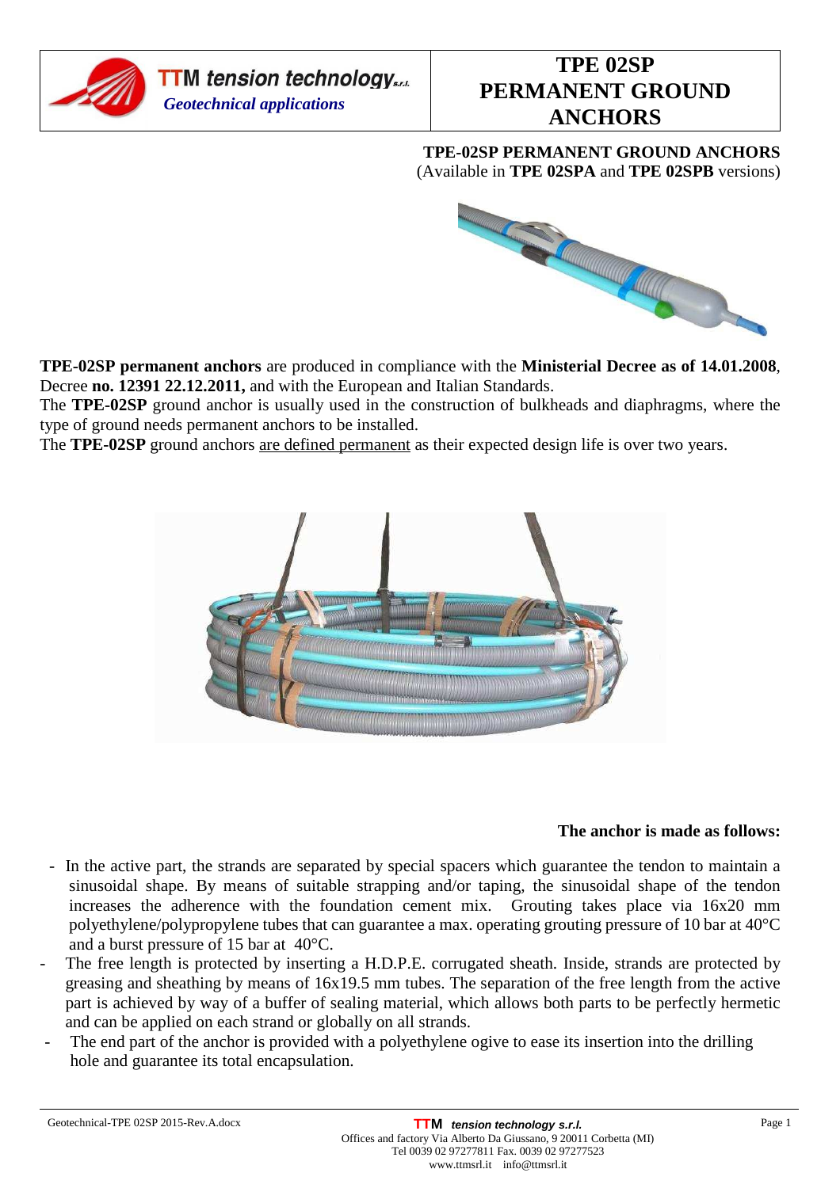# TPE 02SP PERMANENT GROUND ANCHORS

**TPE-02SP PERMANENT GROUND ANCHORS**
(Available in **TPE 02SPA** and **TPE 02SPB** versions)

**TPE-02SP permanent anchors** are produced in compliance with the **Ministerial Decree as of 14.01.2008**, Decree **no. 12391 22.12.2011,** and with the European and Italian Standards.

The **TPE-02SP** ground anchor is usually used in the construction of bulkheads and diaphragms, where the type of ground needs permanent anchors to be installed.

The **TPE-02SP** ground anchors are defined permanent as their expected design life is over two years.

**The anchor is made as follows:**

- In the active part, the strands are separated by special spacers which guarantee the tendon to maintain a sinusoidal shape. By means of suitable strapping and/or taping, the sinusoidal shape of the tendon increases the adherence with the foundation cement mix. Grouting takes place via 16x20 mm polyethylene/polypropylene tubes that can guarantee a max. operating grouting pressure of 10 bar at 40°C and a burst pressure of 15 bar at 40°C.
- The free length is protected by inserting a H.D.P.E. corrugated sheath. Inside, strands are protected by greasing and sheathing by means of 16x19.5 mm tubes. The separation of the free length from the active part is achieved by way of a buffer of sealing material, which allows both parts to be perfectly hermetic and can be applied on each strand or globally on all strands.
- The end part of the anchor is provided with a polyethylene ogive to ease its insertion into the drilling hole and guarantee its total encapsulation.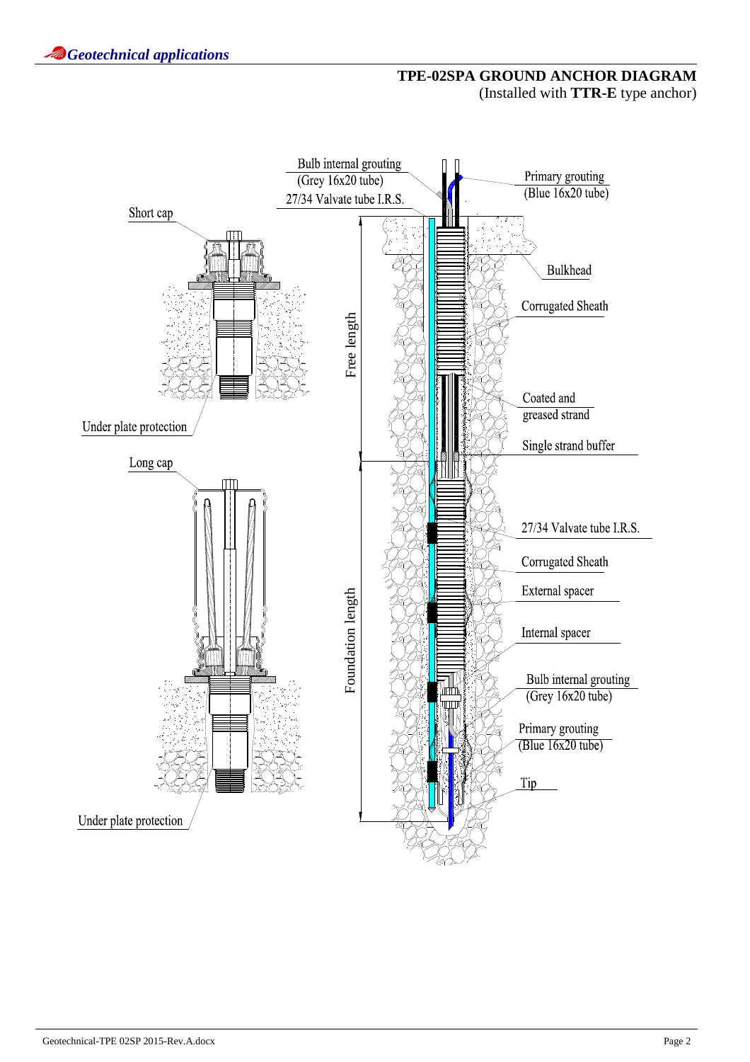# TPE-02SPA GROUND ANCHOR DIAGRAM

(Installed with **TTR-E** type anchor)

Short cap

Under plate protection

Long cap

Under plate protection

Bulb internal grouting (Grey 16x20 tube)

27/34 Valvate tube I.R.S.

Primary grouting (Blue 16x20 tube)

Bulkhead

Corrugated Sheath

Coated and greased strand

Single strand buffer

Free length

Foundation length

27/34 Valvate tube I.R.S.

Corrugated Sheath

External spacer

Internal spacer

Bulb internal grouting (Grey 16x20 tube)

Primary grouting (Blue 16x20 tube)

Tip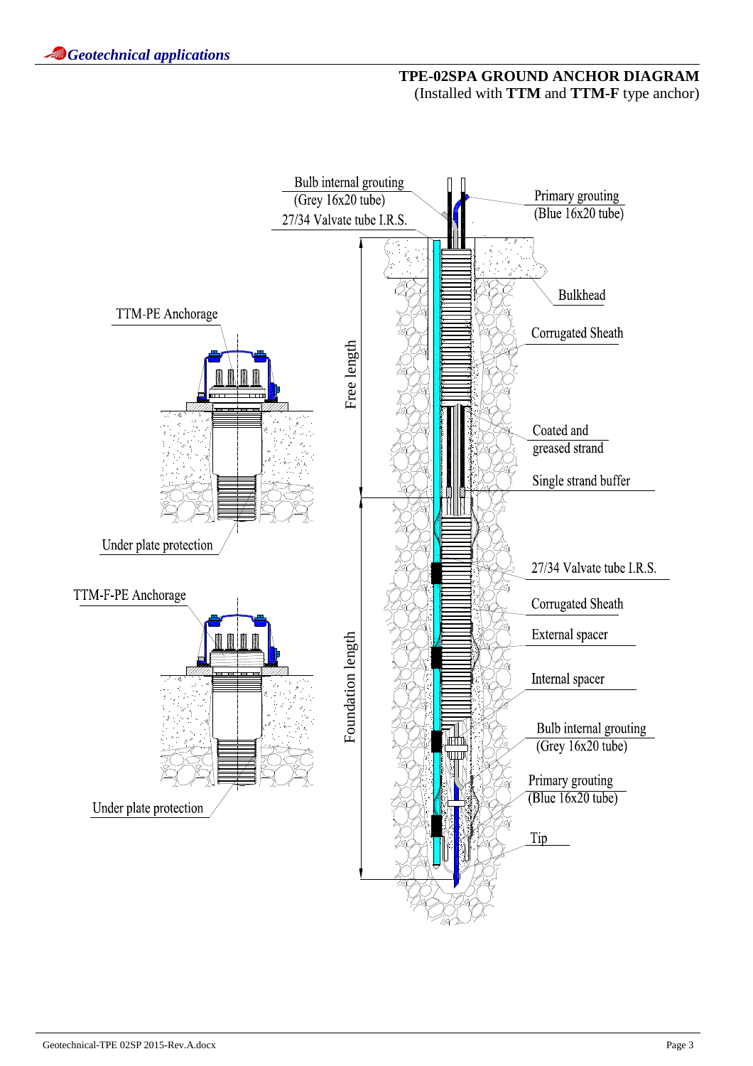## TPE-02SPA GROUND ANCHOR DIAGRAM

(Installed with **TTM** and **TTM-F** type anchor)

TTM-PE Anchorage

Under plate protection

TTM-F-PE Anchorage

Under plate protection

Bulb internal grouting (Grey 16x20 tube)

27/34 Valvate tube I.R.S.

Primary grouting (Blue 16x20 tube)

Bulkhead

Corrugated Sheath

Coated and greased strand

Single strand buffer

27/34 Valvate tube I.R.S.

Corrugated Sheath

External spacer

Internal spacer

Bulb internal grouting (Grey 16x20 tube)

Primary grouting (Blue 16x20 tube)

Tip

Free length

Foundation length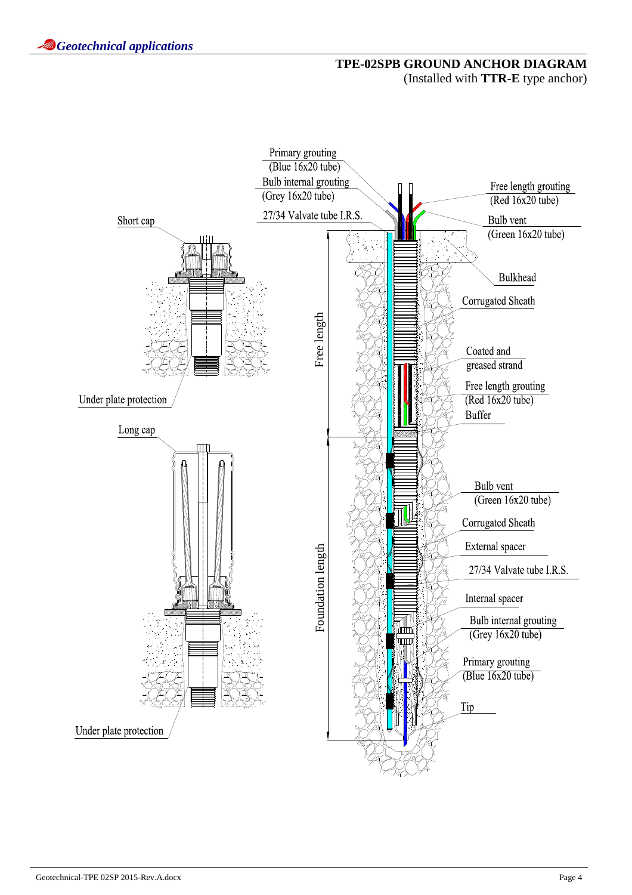## TPE-02SPB GROUND ANCHOR DIAGRAM

(Installed with **TTR-E** type anchor)

Short cap

Under plate protection

Long cap

Under plate protection

Primary grouting
(Blue 16x20 tube)

Bulb internal grouting
(Grey 16x20 tube)

27/34 Valvate tube I.R.S.

Free length grouting
(Red 16x20 tube)

Bulb vent
(Green 16x20 tube)

Bulkhead

Corrugated Sheath

Coated and
greased strand

Free length grouting
(Red 16x20 tube)

Buffer

Free length

Foundation length

Bulb vent
(Green 16x20 tube)

Corrugated Sheath

External spacer

27/34 Valvate tube I.R.S.

Internal spacer

Bulb internal grouting
(Grey 16x20 tube)

Primary grouting
(Blue 16x20 tube)

Tip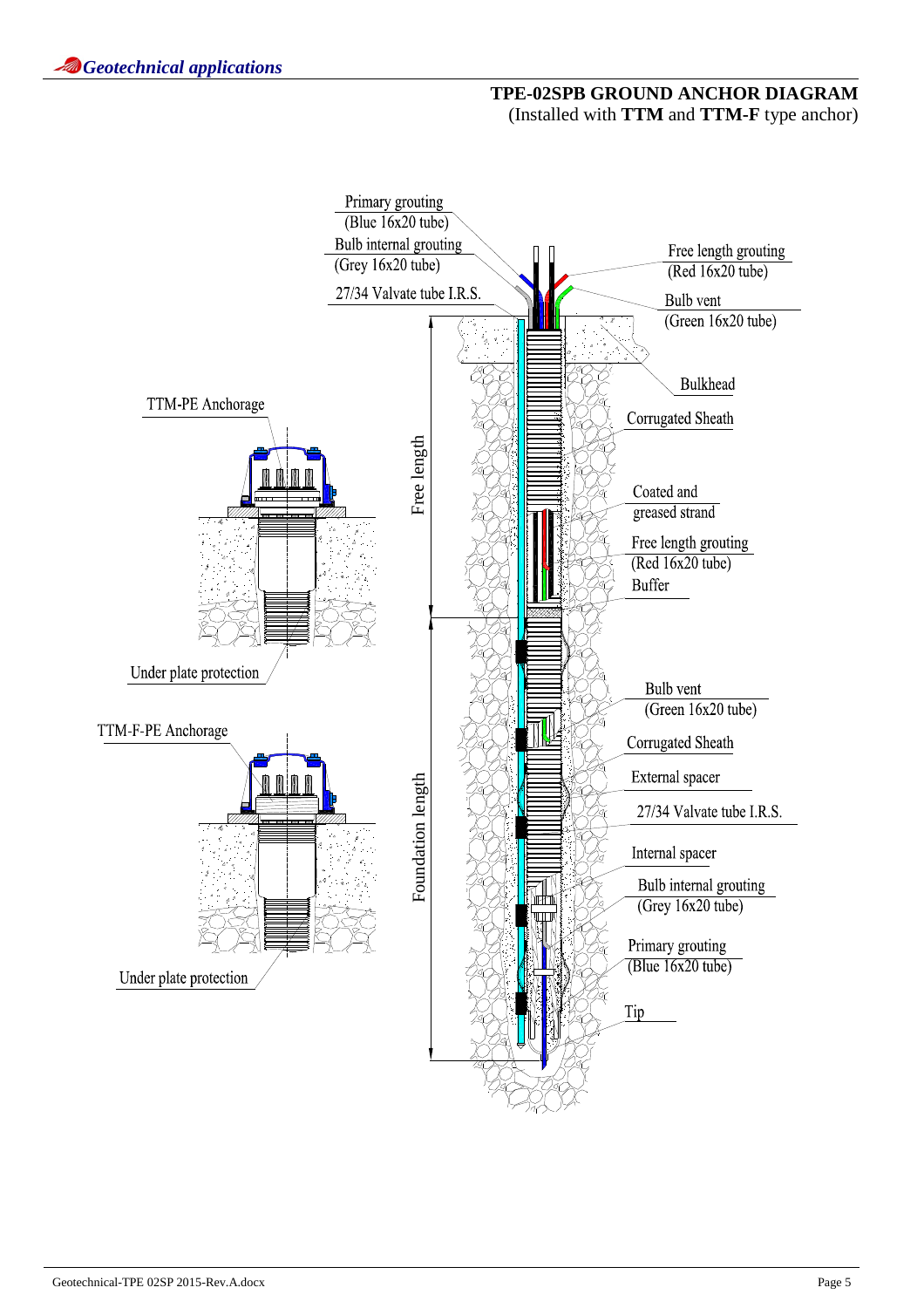## TPE-02SPB GROUND ANCHOR DIAGRAM

(Installed with **TTM** and **TTM-F** type anchor)

Primary grouting
(Blue 16x20 tube)
Bulb internal grouting
(Grey 16x20 tube)
27/34 Valvate tube I.R.S.
Free length grouting
(Red 16x20 tube)
Bulb vent
(Green 16x20 tube)
Bulkhead
TTM-PE Anchorage
Corrugated Sheath
Coated and
greased strand
Free length
Free length grouting
(Red 16x20 tube)
Buffer
Under plate protection
Bulb vent
(Green 16x20 tube)
TTM-F-PE Anchorage
Corrugated Sheath
External spacer
Foundation length
27/34 Valvate tube I.R.S.
Internal spacer
Bulb internal grouting
(Grey 16x20 tube)
Primary grouting
(Blue 16x20 tube)
Under plate protection
Tip